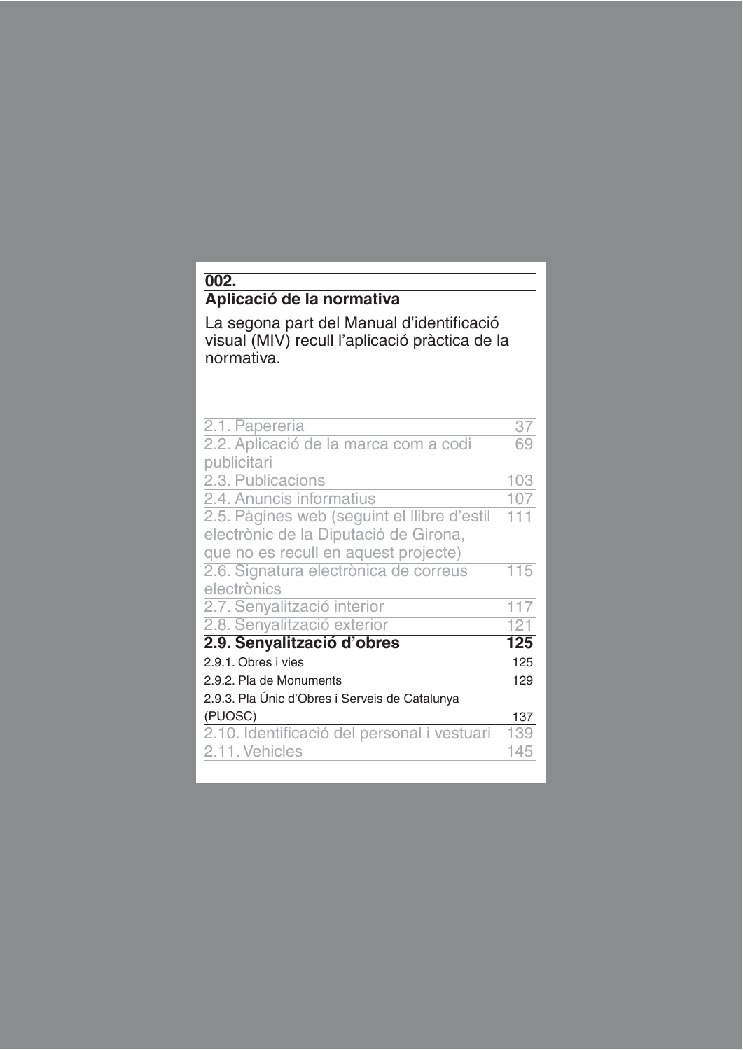# 002.

## Aplicació de la normativa

La segona part del Manual d'identificació visual (MIV) recull l'aplicació pràctica de la normativa.

| | |
|---|---|
| 2.1. Papereria | 37 |
| 2.2. Aplicació de la marca com a codi publicitari | 69 |
| 2.3. Publicacions | 103 |
| 2.4. Anuncis informatius | 107 |
| 2.5. Pàgines web (seguint el llibre d'estil electrònic de la Diputació de Girona, que no es recull en aquest projecte) | 111 |
| 2.6. Signatura electrònica de correus electrònics | 115 |
| 2.7. Senyalització interior | 117 |
| 2.8. Senyalització exterior | 121 |
| **2.9. Senyalització d'obres** | **125** |
| 2.9.1. Obres i vies | 125 |
| 2.9.2. Pla de Monuments | 129 |
| 2.9.3. Pla Únic d'Obres i Serveis de Catalunya (PUOSC) | 137 |
| 2.10. Identificació del personal i vestuari | 139 |
| 2.11. Vehicles | 145 |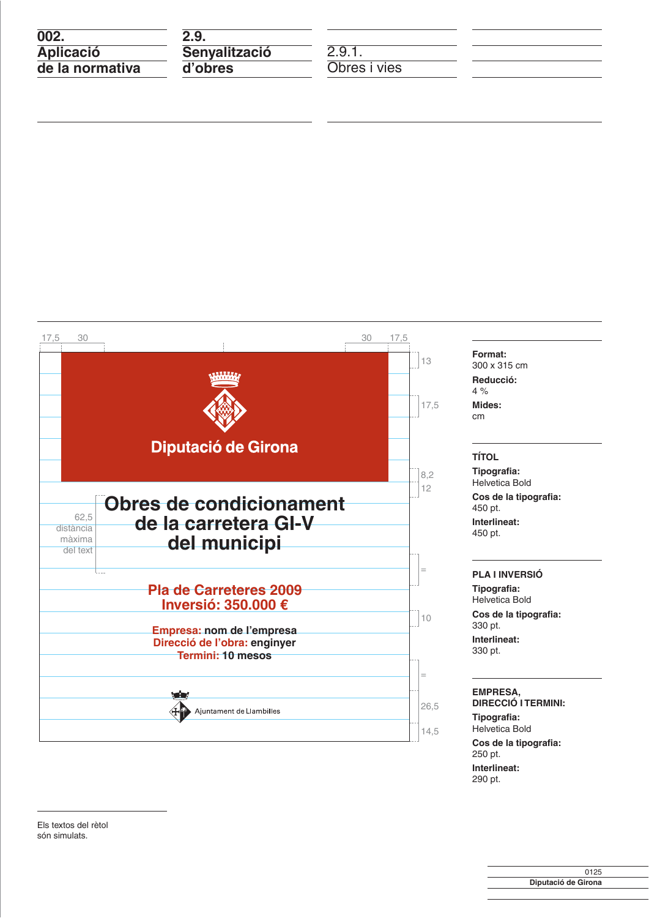**002.**
**Aplicació de la normativa**

**2.9.**
**Senyalització d'obres**

2.9.1.
Obres i vies

17,5 30 30 17,5

Diputació de Girona

**Obres de condicionament de la carretera GI-V del municipi**

62,5 distància màxima del text

**Pla de Carreteres 2009**
**Inversió: 350.000 €**

**Empresa: nom de l'empresa**
**Direcció de l'obra: enginyer**
**Termini: 10 mesos**

Ajuntament de Llambilles

13
17,5
8,2
12
=
10
=
26,5
14,5

**Format:**
300 x 315 cm

**Reducció:**
4 %

**Mides:**
cm

**TÍTOL**

**Tipografia:**
Helvetica Bold

**Cos de la tipografia:**
450 pt.

**Interlineat:**
450 pt.

**PLA I INVERSIÓ**

**Tipografia:**
Helvetica Bold

**Cos de la tipografia:**
330 pt.

**Interlineat:**
330 pt.

**EMPRESA, DIRECCIÓ I TERMINI:**

**Tipografia:**
Helvetica Bold

**Cos de la tipografia:**
250 pt.

**Interlineat:**
290 pt.

Els textos del rètol són simulats.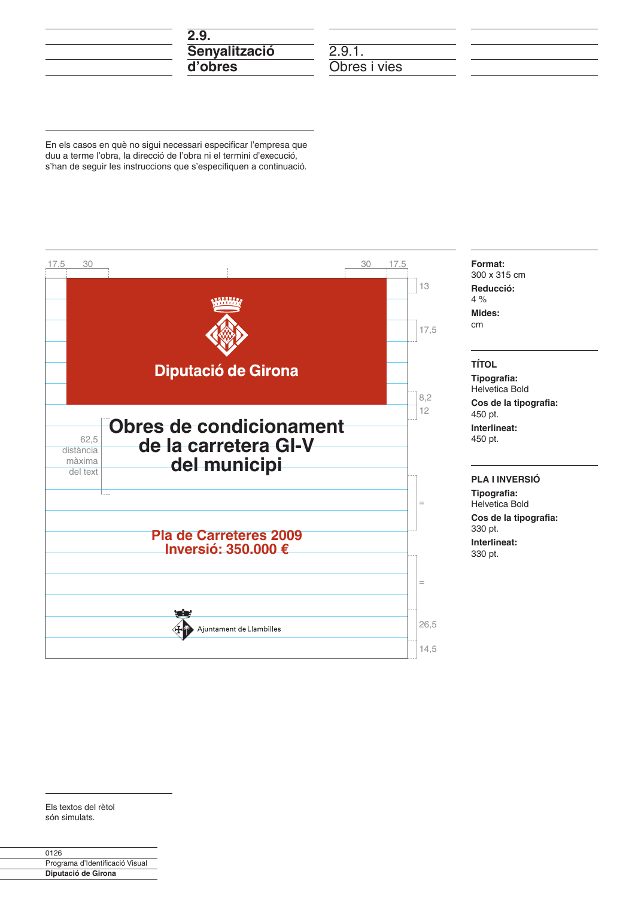## 2.9. Senyalització d'obres

### 2.9.1. Obres i vies

En els casos en què no sigui necessari especificar l'empresa que duu a terme l'obra, la direcció de l'obra ni el termini d'execució, s'han de seguir les instruccions que s'especifiquen a continuació.

17,5 30 30 17,5

13

17,5

Diputació de Girona

8,2

12

62,5 distància màxima del text

Obres de condicionament de la carretera GI-V del municipi

=

Pla de Carreteres 2009
Inversió: 350.000 €

=

Ajuntament de Llambilles

26,5

14,5

**Format:**
300 x 315 cm

**Reducció:**
4 %

**Mides:**
cm

**TÍTOL**

**Tipografia:**
Helvetica Bold

**Cos de la tipografia:**
450 pt.

**Interlineat:**
450 pt.

**PLA I INVERSIÓ**

**Tipografia:**
Helvetica Bold

**Cos de la tipografia:**
330 pt.

**Interlineat:**
330 pt.

Els textos del rètol són simulats.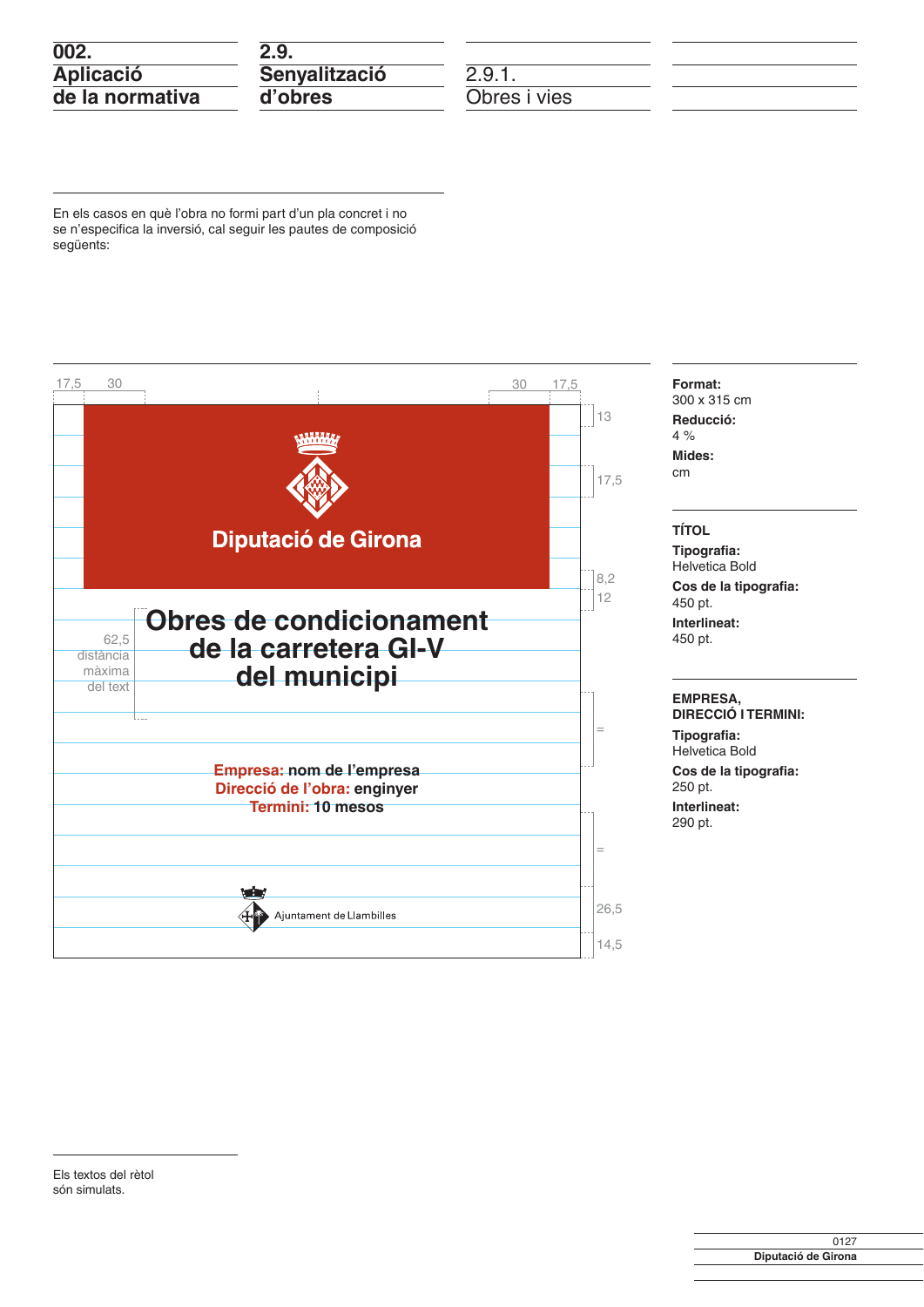# 002. Aplicació de la normativa

## 2.9. Senyalització d'obres

### 2.9.1. Obres i vies

En els casos en què l'obra no formi part d'un pla concret i no se n'especifica la inversió, cal seguir les pautes de composició següents:

17,5 30 30 17,5

13

17,5

Diputació de Girona

8,2

12

**Obres de condicionament de la carretera GI-V del municipi**

62,5 distància màxima del text

=

**Empresa:** nom de l'empresa
**Direcció de l'obra:** enginyer
**Termini:** 10 mesos

=

Ajuntament de Llambilles

26,5

14,5

**Format:**
300 x 315 cm

**Reducció:**
4 %

**Mides:**
cm

**TÍTOL**

**Tipografia:**
Helvetica Bold

**Cos de la tipografia:**
450 pt.

**Interlineat:**
450 pt.

**EMPRESA, DIRECCIÓ I TERMINI:**

**Tipografia:**
Helvetica Bold

**Cos de la tipografia:**
250 pt.

**Interlineat:**
290 pt.

Els textos del rètol són simulats.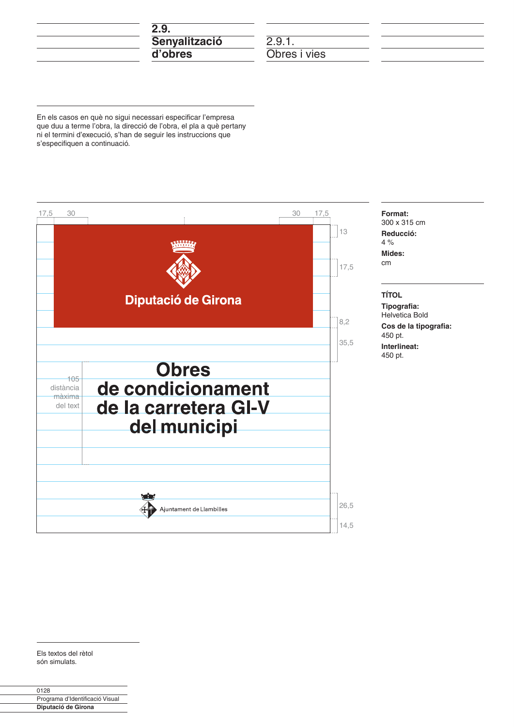## 2.9. Senyalització d'obres

### 2.9.1. Obres i vies

En els casos en què no sigui necessari especificar l'empresa que duu a terme l'obra, la direcció de l'obra, el pla a què pertany ni el termini d'execució, s'han de seguir les instruccions que s'especifiquen a continuació.

17,5 30 30 17,5

13

17,5

Diputació de Girona

8,2

35,5

105 distància màxima del text

**Obres de condicionament de la carretera GI-V del municipi**

Ajuntament de Llambilles

26,5

14,5

**Format:**
300 x 315 cm

**Reducció:**
4 %

**Mides:**
cm

**TÍTOL**

**Tipografia:**
Helvetica Bold

**Cos de la tipografia:**
450 pt.

**Interlineat:**
450 pt.

Els textos del rètol són simulats.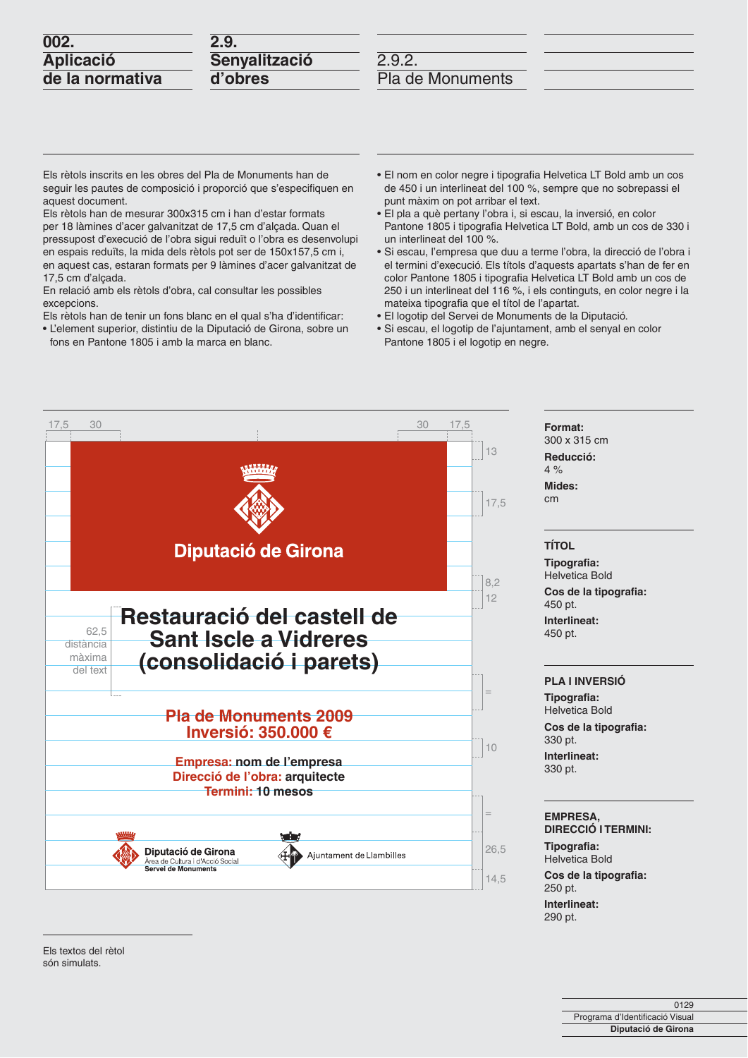# 002. Aplicació de la normativa

## 2.9. Senyalització d'obres

### 2.9.2. Pla de Monuments

Els rètols inscrits en les obres del Pla de Monuments han de seguir les pautes de composició i proporció que s'especifiquen en aquest document.
Els rètols han de mesurar 300x315 cm i han d'estar formats per 18 làmines d'acer galvanitzat de 17,5 cm d'alçada. Quan el pressupost d'execució de l'obra sigui reduït o l'obra es desenvolupi en espais reduïts, la mida dels rètols pot ser de 150x157,5 cm i, en aquest cas, estaran formats per 9 làmines d'acer galvanitzat de 17,5 cm d'alçada.
En relació amb els rètols d'obra, cal consultar les possibles excepcions.
Els rètols han de tenir un fons blanc en el qual s'ha d'identificar:

- L'element superior, distintiu de la Diputació de Girona, sobre un fons en Pantone 1805 i amb la marca en blanc.
- El nom en color negre i tipografia Helvetica LT Bold amb un cos de 450 i un interlineat del 100 %, sempre que no sobrepassi el punt màxim on pot arribar el text.
- El pla a què pertany l'obra i, si escau, la inversió, en color Pantone 1805 i tipografia Helvetica LT Bold, amb un cos de 330 i un interlineat del 100 %.
- Si escau, l'empresa que duu a terme l'obra, la direcció de l'obra i el termini d'execució. Els títols d'aquests apartats s'han de fer en color Pantone 1805 i tipografia Helvetica LT Bold amb un cos de 250 i un interlineat del 116 %, i els continguts, en color negre i la mateixa tipografia que el títol de l'apartat.
- El logotip del Servei de Monuments de la Diputació.
- Si escau, el logotip de l'ajuntament, amb el senyal en color Pantone 1805 i el logotip en negre.

17,5 | 30 | 30 | 17,5

Diputació de Girona

**Restauració del castell de Sant Iscle a Vidreres (consolidació i parets)**

62,5 distància màxima del text

**Pla de Monuments 2009**
**Inversió: 350.000 €**

**Empresa:** nom de l'empresa
**Direcció de l'obra:** arquitecte
**Termini:** 10 mesos

Diputació de Girona
Àrea de Cultura i d'Acció Social
Servei de Monuments

Ajuntament de Llambilles

13 | 17,5 | 8,2 | 12 | = | 10 | = | 26,5 | 14,5

**Format:**
300 x 315 cm
**Reducció:**
4 %
**Mides:**
cm

**TÍTOL**
**Tipografia:**
Helvetica Bold
**Cos de la tipografia:**
450 pt.
**Interlineat:**
450 pt.

**PLA I INVERSIÓ**
**Tipografia:**
Helvetica Bold
**Cos de la tipografia:**
330 pt.
**Interlineat:**
330 pt.

**EMPRESA, DIRECCIÓ I TERMINI:**
**Tipografia:**
Helvetica Bold
**Cos de la tipografia:**
250 pt.
**Interlineat:**
290 pt.

Els textos del rètol són simulats.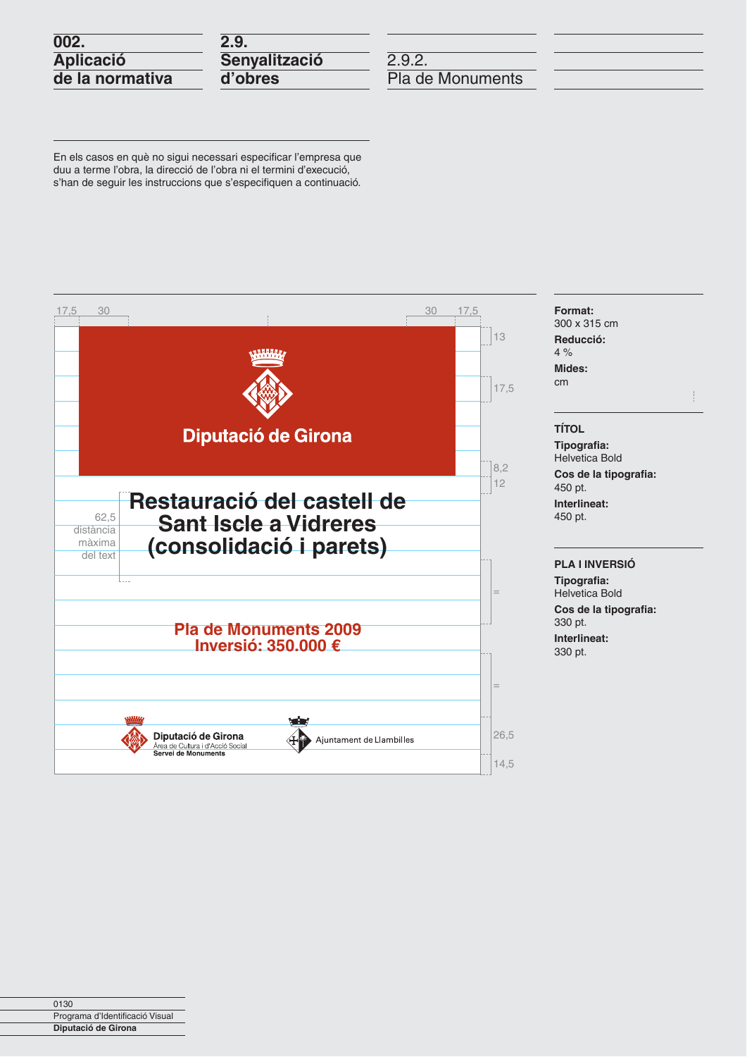# 002. Aplicació de la normativa

## 2.9. Senyalització d'obres

### 2.9.2. Pla de Monuments

En els casos en què no sigui necessari especificar l'empresa que duu a terme l'obra, la direcció de l'obra ni el termini d'execució, s'han de seguir les instruccions que s'especifiquen a continuació.

17,5 30 30 17,5

13

Diputació de Girona

17,5

8,2

12

62,5 distància màxima del text

**Restauració del castell de Sant Iscle a Vidreres (consolidació i parets)**

=

**Pla de Monuments 2009**
**Inversió: 350.000 €**

=

Diputació de Girona
Àrea de Cultura i d'Acció Social
Servei de Monuments

Ajuntament de Llambilles

26,5

14,5

**Format:**
300 x 315 cm

**Reducció:**
4 %

**Mides:**
cm

**TÍTOL**

**Tipografia:**
Helvetica Bold

**Cos de la tipografia:**
450 pt.

**Interlineat:**
450 pt.

**PLA I INVERSIÓ**

**Tipografia:**
Helvetica Bold

**Cos de la tipografia:**
330 pt.

**Interlineat:**
330 pt.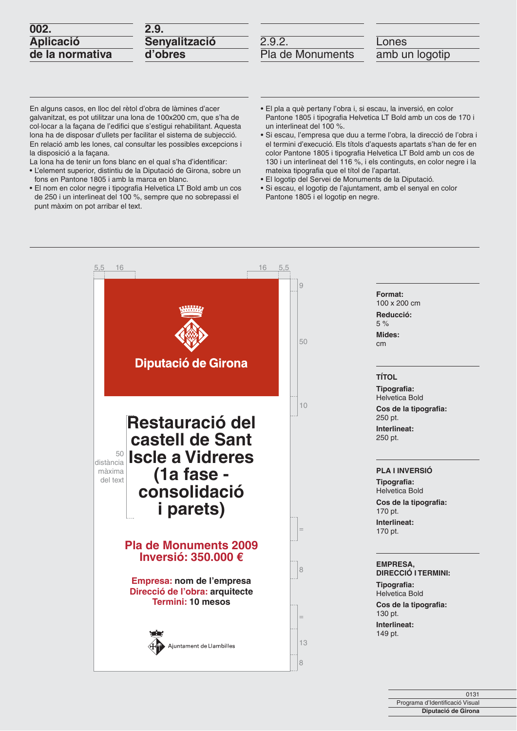# 002. Aplicació de la normativa

## 2.9. Senyalització d'obres

### 2.9.2. Pla de Monuments

### Lones amb un logotip

En alguns casos, en lloc del rètol d'obra de làmines d'acer galvanitzat, es pot utilitzar una lona de 100x200 cm, que s'ha de col·locar a la façana de l'edifici que s'estigui rehabilitant. Aquesta lona ha de disposar d'ullets per facilitar el sistema de subjecció. En relació amb les lones, cal consultar les possibles excepcions i la disposició a la façana.

La lona ha de tenir un fons blanc en el qual s'ha d'identificar:

- L'element superior, distintiu de la Diputació de Girona, sobre un fons en Pantone 1805 i amb la marca en blanc.
- El nom en color negre i tipografia Helvetica LT Bold amb un cos de 250 i un interlineat del 100 %, sempre que no sobrepassi el punt màxim on pot arribar el text.
- El pla a què pertany l'obra i, si escau, la inversió, en color Pantone 1805 i tipografia Helvetica LT Bold amb un cos de 170 i un interlineat del 100 %.
- Si escau, l'empresa que duu a terme l'obra, la direcció de l'obra i el termini d'execució. Els títols d'aquests apartats s'han de fer en color Pantone 1805 i tipografia Helvetica LT Bold amb un cos de 130 i un interlineat del 116 %, i els continguts, en color negre i la mateixa tipografia que el títol de l'apartat.
- El logotip del Servei de Monuments de la Diputació.
- Si escau, el logotip de l'ajuntament, amb el senyal en color Pantone 1805 i el logotip en negre.

5,5 16 16 5,5

Diputació de Girona

Restauració del castell de Sant Iscle a Vidreres (1a fase - consolidació i parets)

50 distància màxima del text

Pla de Monuments 2009
Inversió: 350.000 €

Empresa: nom de l'empresa
Direcció de l'obra: arquitecte
Termini: 10 mesos

Ajuntament de Llambilles

9 50 10 = 8 = 13 8

**Format:** 100 x 200 cm
**Reducció:** 5 %
**Mides:** cm

**TÍTOL**
**Tipografia:** Helvetica Bold
**Cos de la tipografia:** 250 pt.
**Interlineat:** 250 pt.

**PLA I INVERSIÓ**
**Tipografia:** Helvetica Bold
**Cos de la tipografia:** 170 pt.
**Interlineat:** 170 pt.

**EMPRESA, DIRECCIÓ I TERMINI:**
**Tipografia:** Helvetica Bold
**Cos de la tipografia:** 130 pt.
**Interlineat:** 149 pt.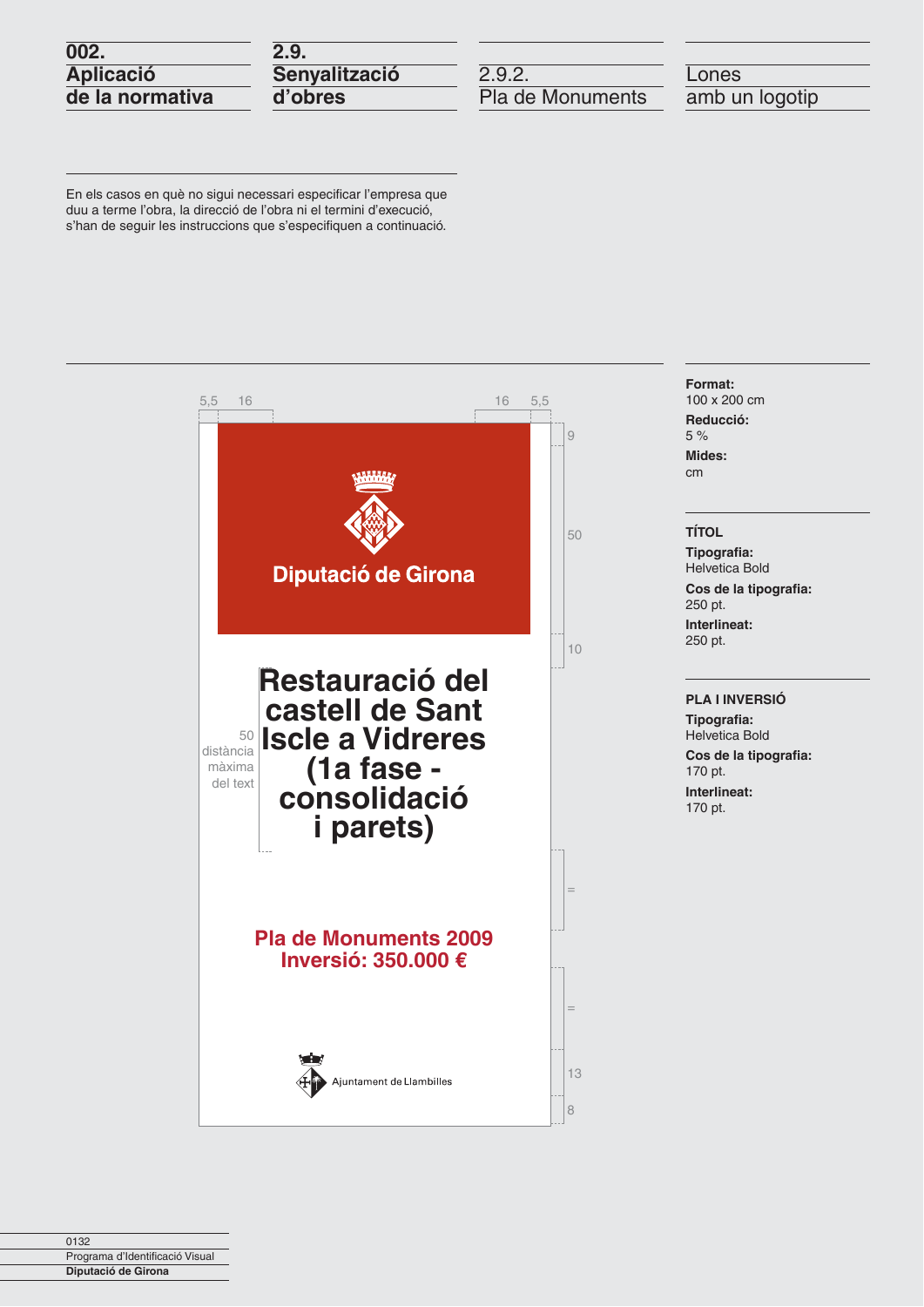**002. Aplicació de la normativa** | **2.9. Senyalització d'obres** | 2.9.2. Pla de Monuments | Lones amb un logotip

En els casos en què no sigui necessari especificar l'empresa que duu a terme l'obra, la direcció de l'obra ni el termini d'execució, s'han de seguir les instruccions que s'especifiquen a continuació.

5,5 16 16 5,5

9

Diputació de Girona

50

10

**Restauració del castell de Sant Iscle a Vidreres (1a fase - consolidació i parets)**

50 distància màxima del text

=

**Pla de Monuments 2009**
**Inversió: 350.000 €**

=

Ajuntament de Llambilles

13

8

**Format:**
100 x 200 cm

**Reducció:**
5 %

**Mides:**
cm

**TÍTOL**

**Tipografia:**
Helvetica Bold

**Cos de la tipografia:**
250 pt.

**Interlineat:**
250 pt.

**PLA I INVERSIÓ**

**Tipografia:**
Helvetica Bold

**Cos de la tipografia:**
170 pt.

**Interlineat:**
170 pt.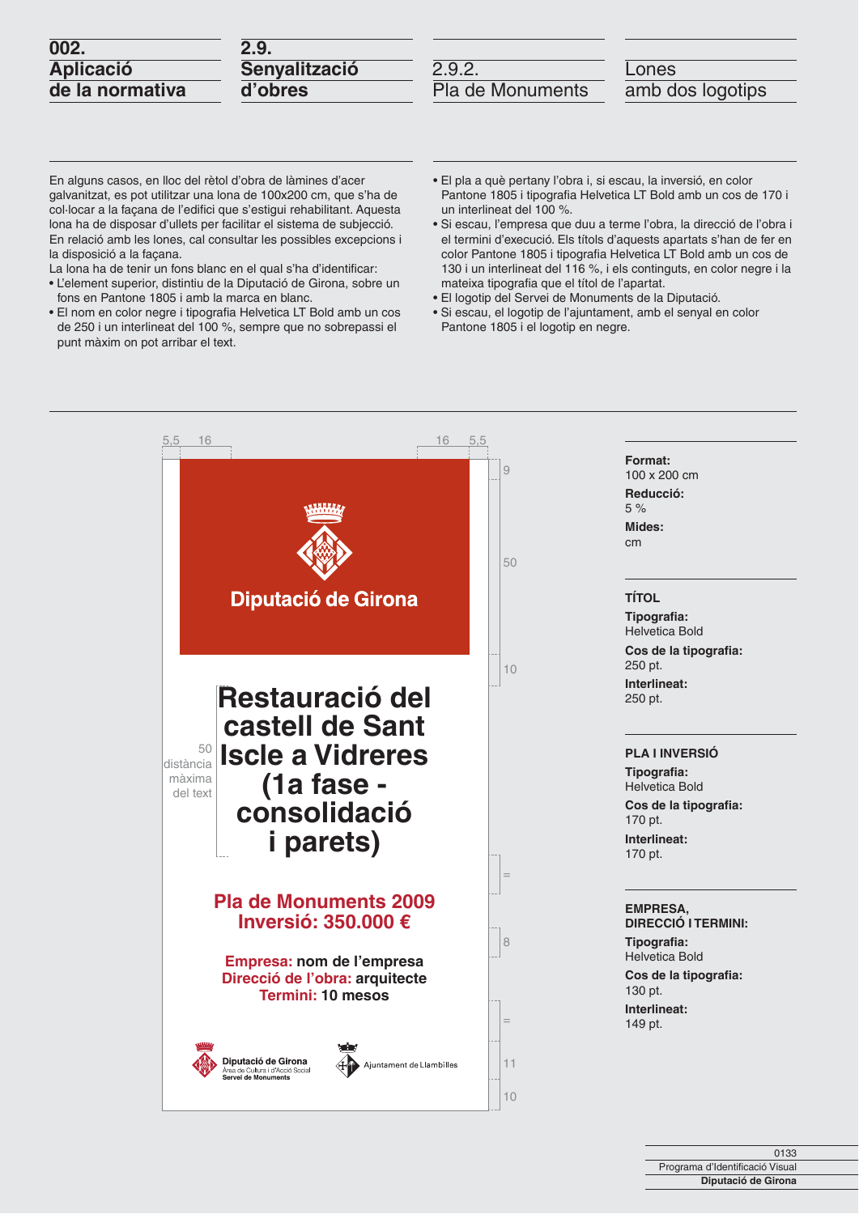# 002. Aplicació de la normativa

## 2.9. Senyalització d'obres

### 2.9.2. Pla de Monuments

### Lones amb dos logotips

En alguns casos, en lloc del rètol d'obra de làmines d'acer galvanitzat, es pot utilitzar una lona de 100x200 cm, que s'ha de col·locar a la façana de l'edifici que s'estigui rehabilitant. Aquesta lona ha de disposar d'ullets per facilitar el sistema de subjecció. En relació amb les lones, cal consultar les possibles excepcions i la disposició a la façana.

La lona ha de tenir un fons blanc en el qual s'ha d'identificar:

- L'element superior, distintiu de la Diputació de Girona, sobre un fons en Pantone 1805 i amb la marca en blanc.
- El nom en color negre i tipografia Helvetica LT Bold amb un cos de 250 i un interlineat del 100 %, sempre que no sobrepassi el punt màxim on pot arribar el text.
- El pla a què pertany l'obra i, si escau, la inversió, en color Pantone 1805 i tipografia Helvetica LT Bold amb un cos de 170 i un interlineat del 100 %.
- Si escau, l'empresa que duu a terme l'obra, la direcció de l'obra i el termini d'execució. Els títols d'aquests apartats s'han de fer en color Pantone 1805 i tipografia Helvetica LT Bold amb un cos de 130 i un interlineat del 116 %, i els continguts, en color negre i la mateixa tipografia que el títol de l'apartat.
- El logotip del Servei de Monuments de la Diputació.
- Si escau, el logotip de l'ajuntament, amb el senyal en color Pantone 1805 i el logotip en negre.

5,5 16 16 5,5

9

Diputació de Girona

50

10

50 distància màxima del text

**Restauració del castell de Sant Iscle a Vidreres (1a fase - consolidació i parets)**

=

**Pla de Monuments 2009**
**Inversió: 350.000 €**

8

**Empresa:** nom de l'empresa
**Direcció de l'obra:** arquitecte
**Termini:** 10 mesos

=

Diputació de Girona — Àrea de Cultura i d'Acció Social — Servei de Monuments

Ajuntament de Llambilles

11

10

**Format:**
100 x 200 cm

**Reducció:**
5 %

**Mides:**
cm

**TÍTOL**

**Tipografia:**
Helvetica Bold

**Cos de la tipografia:**
250 pt.

**Interlineat:**
250 pt.

**PLA I INVERSIÓ**

**Tipografia:**
Helvetica Bold

**Cos de la tipografia:**
170 pt.

**Interlineat:**
170 pt.

**EMPRESA, DIRECCIÓ I TERMINI:**

**Tipografia:**
Helvetica Bold

**Cos de la tipografia:**
130 pt.

**Interlineat:**
149 pt.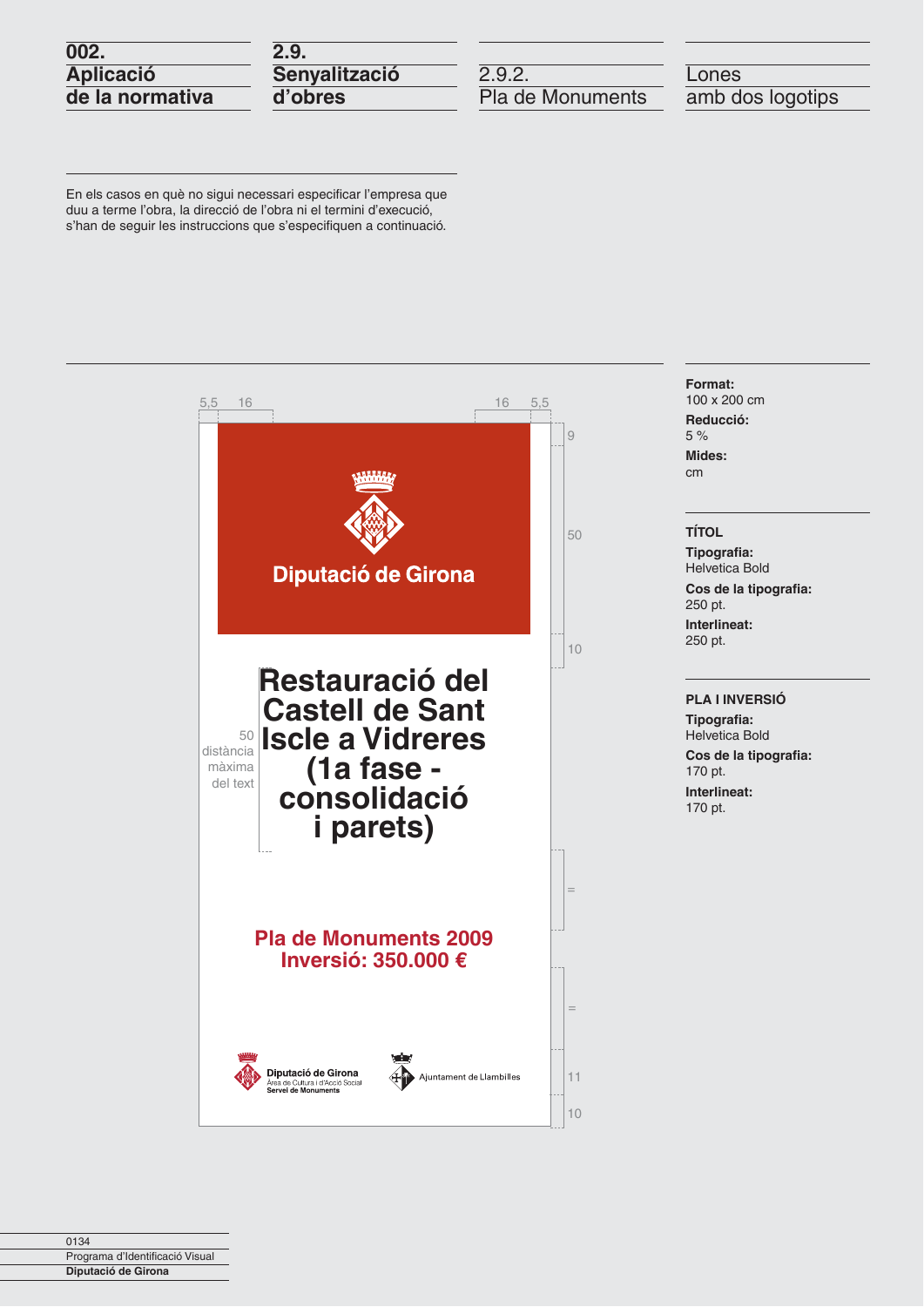**002. Aplicació de la normativa** | **2.9. Senyalització d'obres** | 2.9.2. Pla de Monuments | Lones amb dos logotips

En els casos en què no sigui necessari especificar l'empresa que duu a terme l'obra, la direcció de l'obra ni el termini d'execució, s'han de seguir les instruccions que s'especifiquen a continuació.

5,5 16 16 5,5

9

Diputació de Girona

50

10

50 distància màxima del text

# Restauració del Castell de Sant Iscle a Vidreres (1a fase - consolidació i parets)

=

**Pla de Monuments 2009**
**Inversió: 350.000 €**

=

Diputació de Girona
Àrea de Cultura i d'Acció Social
Servei de Monuments

Ajuntament de Llambilles

11

10

**Format:**
100 x 200 cm

**Reducció:**
5 %

**Mides:**
cm

**TÍTOL**

**Tipografia:**
Helvetica Bold

**Cos de la tipografia:**
250 pt.

**Interlineat:**
250 pt.

**PLA I INVERSIÓ**

**Tipografia:**
Helvetica Bold

**Cos de la tipografia:**
170 pt.

**Interlineat:**
170 pt.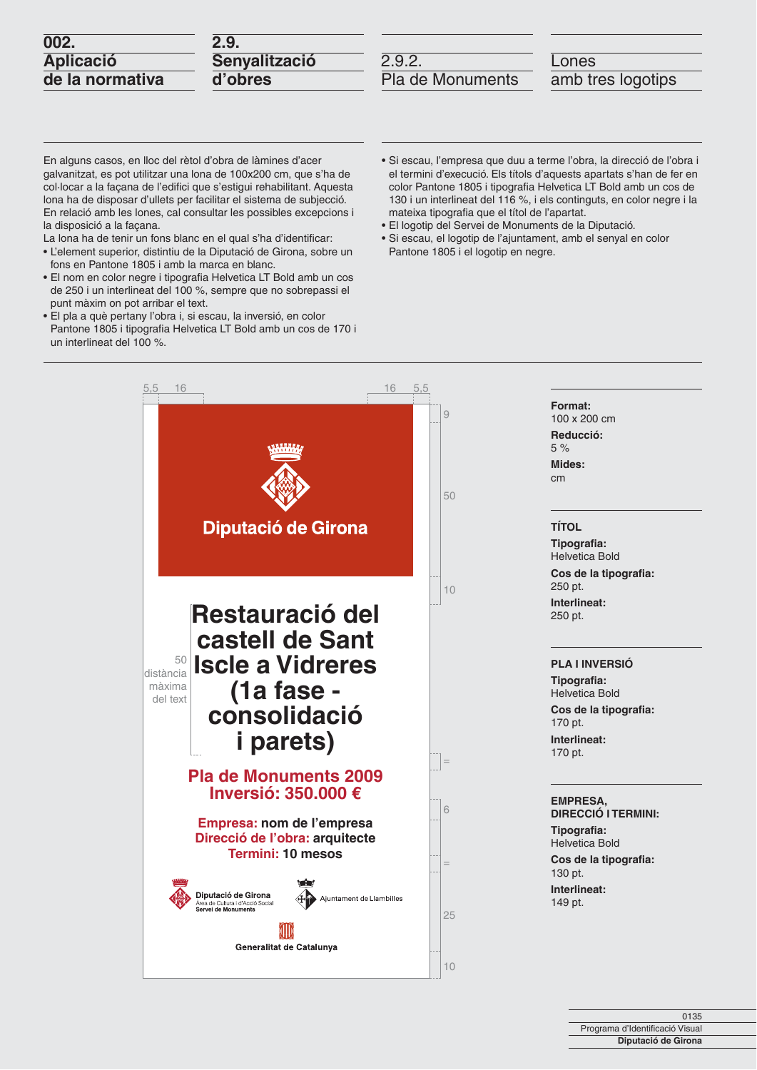# 002. Aplicació de la normativa

## 2.9. Senyalització d'obres

### 2.9.2. Pla de Monuments

### Lones amb tres logotips

En alguns casos, en lloc del rètol d'obra de làmines d'acer galvanitzat, es pot utilitzar una lona de 100x200 cm, que s'ha de col·locar a la façana de l'edifici que s'estigui rehabilitant. Aquesta lona ha de disposar d'ullets per facilitar el sistema de subjecció. En relació amb les lones, cal consultar les possibles excepcions i la disposició a la façana.
La lona ha de tenir un fons blanc en el qual s'ha d'identificar:

- L'element superior, distintiu de la Diputació de Girona, sobre un fons en Pantone 1805 i amb la marca en blanc.
- El nom en color negre i tipografia Helvetica LT Bold amb un cos de 250 i un interlineat del 100 %, sempre que no sobrepassi el punt màxim on pot arribar el text.
- El pla a què pertany l'obra i, si escau, la inversió, en color Pantone 1805 i tipografia Helvetica LT Bold amb un cos de 170 i un interlineat del 100 %.
- Si escau, l'empresa que duu a terme l'obra, la direcció de l'obra i el termini d'execució. Els títols d'aquests apartats s'han de fer en color Pantone 1805 i tipografia Helvetica LT Bold amb un cos de 130 i un interlineat del 116 %, i els continguts, en color negre i la mateixa tipografia que el títol de l'apartat.
- El logotip del Servei de Monuments de la Diputació.
- Si escau, el logotip de l'ajuntament, amb el senyal en color Pantone 1805 i el logotip en negre.

5,5 16 16 5,5

9

Diputació de Girona

50

10

Restauració del castell de Sant Iscle a Vidreres (1a fase - consolidació i parets)

50 distància màxima del text

=

Pla de Monuments 2009
Inversió: 350.000 €

6

Empresa: nom de l'empresa
Direcció de l'obra: arquitecte
Termini: 10 mesos

=

Diputació de Girona
Àrea de Cultura i d'Acció Social
Servei de Monuments

Ajuntament de Llambilles

Generalitat de Catalunya

25

10

**Format:**
100 x 200 cm

**Reducció:**
5 %

**Mides:**
cm

**TÍTOL**

**Tipografia:**
Helvetica Bold

**Cos de la tipografia:**
250 pt.

**Interlineat:**
250 pt.

**PLA I INVERSIÓ**

**Tipografia:**
Helvetica Bold

**Cos de la tipografia:**
170 pt.

**Interlineat:**
170 pt.

**EMPRESA, DIRECCIÓ I TERMINI:**

**Tipografia:**
Helvetica Bold

**Cos de la tipografia:**
130 pt.

**Interlineat:**
149 pt.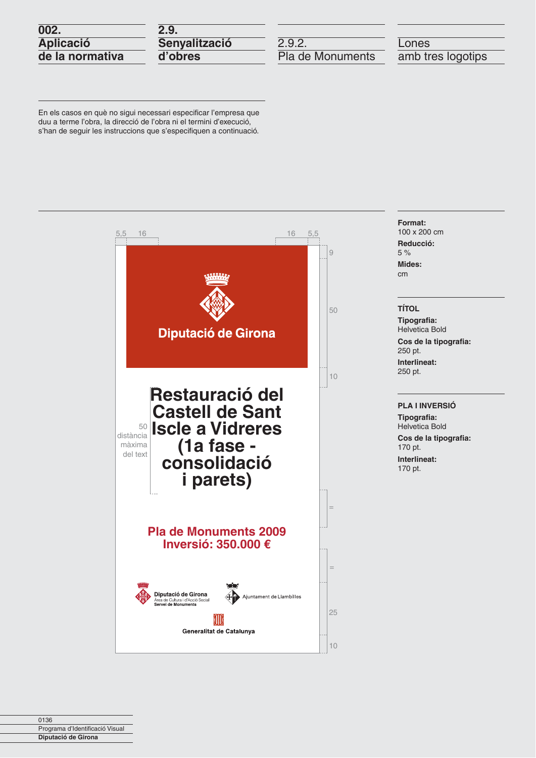**002. Aplicació de la normativa** | **2.9. Senyalització d'obres** | 2.9.2. Pla de Monuments | Lones amb tres logotips

En els casos en què no sigui necessari especificar l'empresa que duu a terme l'obra, la direcció de l'obra ni el termini d'execució, s'han de seguir les instruccions que s'especifiquen a continuació.

5,5 16 16 5,5

9

Diputació de Girona

50

10

50 distància màxima del text

**Restauració del Castell de Sant Iscle a Vidreres (1a fase - consolidació i parets)**

=

**Pla de Monuments 2009**
**Inversió: 350.000 €**

=

Diputació de Girona
Àrea de Cultura i d'Acció Social
Servei de Monuments

Ajuntament de Llambilles

Generalitat de Catalunya

25

10

**Format:**
100 x 200 cm

**Reducció:**
5 %

**Mides:**
cm

**TÍTOL**

**Tipografia:**
Helvetica Bold

**Cos de la tipografia:**
250 pt.

**Interlineat:**
250 pt.

**PLA I INVERSIÓ**

**Tipografia:**
Helvetica Bold

**Cos de la tipografia:**
170 pt.

**Interlineat:**
170 pt.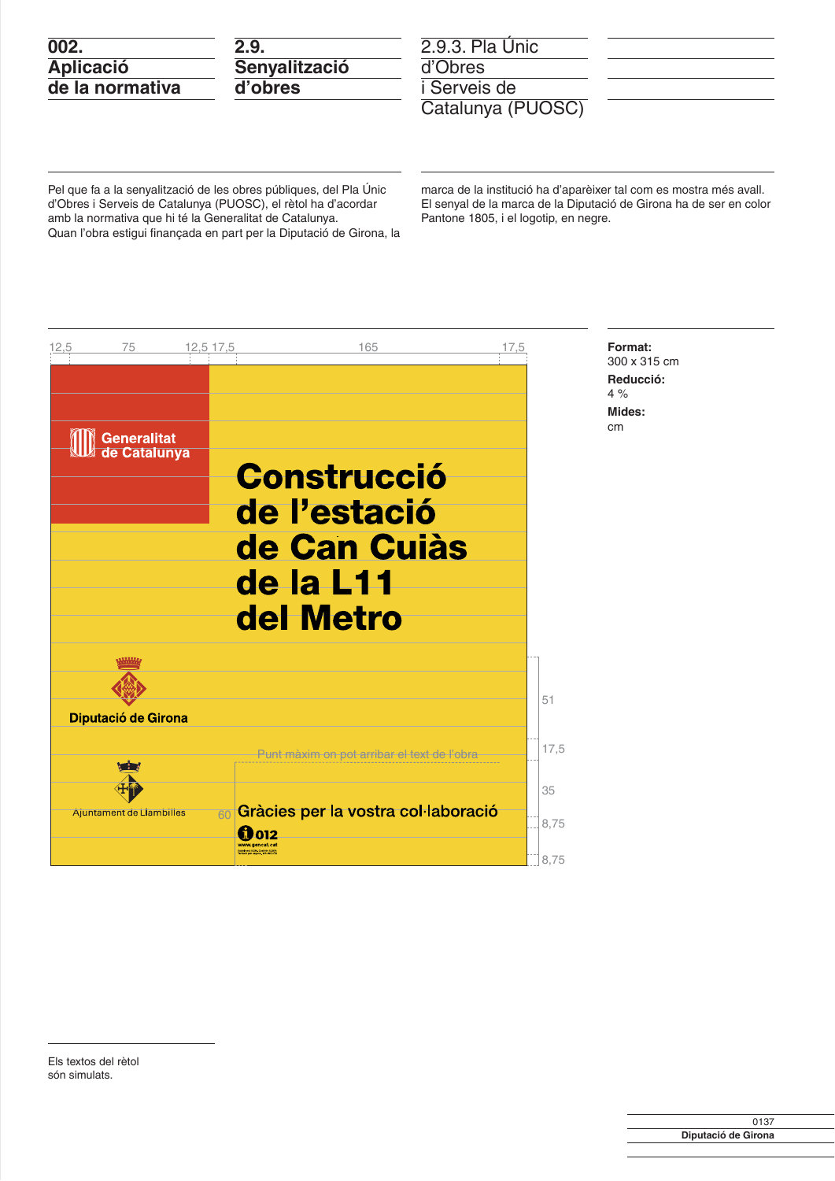# 002. Aplicació de la normativa

## 2.9. Senyalització d'obres

### 2.9.3. Pla Únic d'Obres i Serveis de Catalunya (PUOSC)

Pel que fa a la senyalització de les obres públiques, del Pla Únic d'Obres i Serveis de Catalunya (PUOSC), el rètol ha d'acordar amb la normativa que hi té la Generalitat de Catalunya.
Quan l'obra estigui finançada en part per la Diputació de Girona, la marca de la institució ha d'aparèixer tal com es mostra més avall. El senyal de la marca de la Diputació de Girona ha de ser en color Pantone 1805, i el logotip, en negre.

12,5 75 12,5 17,5 165 17,5

Generalitat de Catalunya

Construcció de l'estació de Can Cuiàs de la L11 del Metro

Diputació de Girona

Punt màxim on pot arribar el text de l'obra

Ajuntament de Llambilles

60

Gràcies per la vostra col·laboració

012

www.gencat.cat

51

17,5

35

8,75

8,75

**Format:**
300 x 315 cm

**Reducció:**
4 %

**Mides:**
cm

Els textos del rètol són simulats.